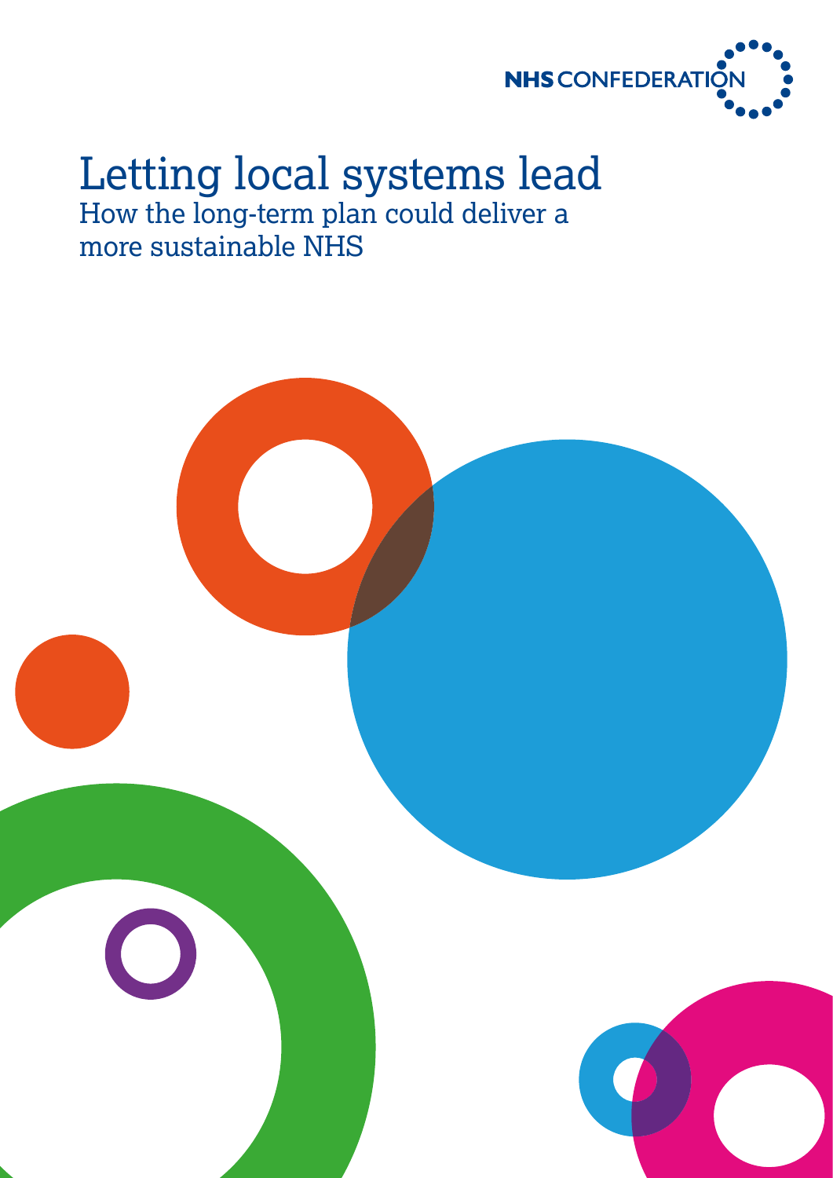NHS CONFEDERATION

# Letting local systems lead

## How the long-term plan could deliver a more sustainable NHS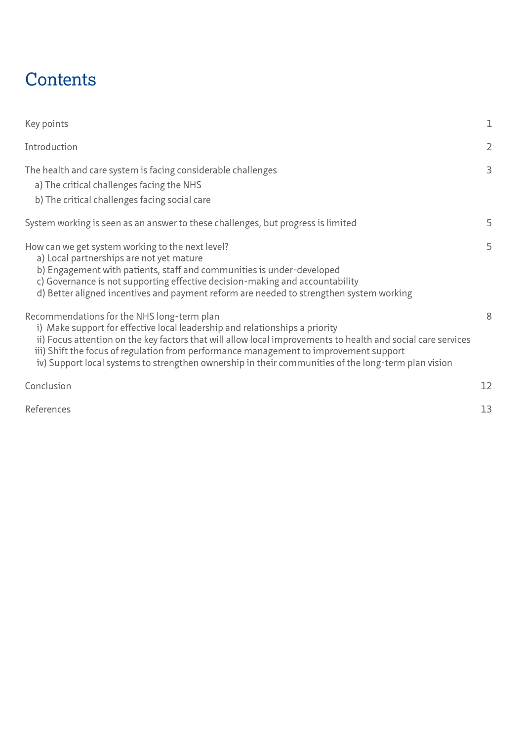# Contents

| | |
|---|---|
| Key points | 1 |
| Introduction | 2 |
| The health and care system is facing considerable challenges | 3 |
| a) The critical challenges facing the NHS | |
| b) The critical challenges facing social care | |
| System working is seen as an answer to these challenges, but progress is limited | 5 |
| How can we get system working to the next level? | 5 |
| a) Local partnerships are not yet mature | |
| b) Engagement with patients, staff and communities is under-developed | |
| c) Governance is not supporting effective decision-making and accountability | |
| d) Better aligned incentives and payment reform are needed to strengthen system working | |
| Recommendations for the NHS long-term plan | 8 |
| i) Make support for effective local leadership and relationships a priority | |
| ii) Focus attention on the key factors that will allow local improvements to health and social care services | |
| iii) Shift the focus of regulation from performance management to improvement support | |
| iv) Support local systems to strengthen ownership in their communities of the long-term plan vision | |
| Conclusion | 12 |
| References | 13 |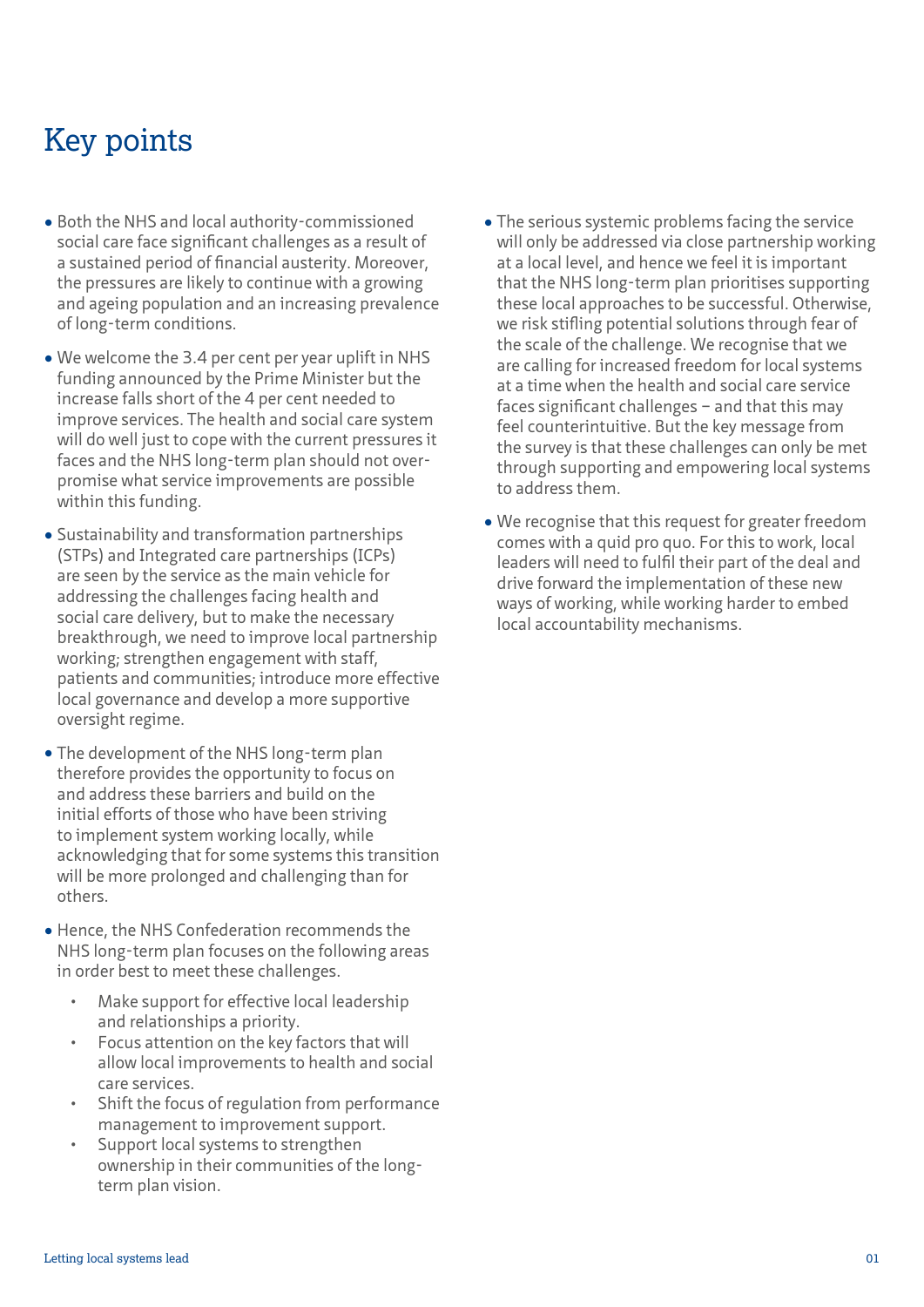# Key points

- Both the NHS and local authority-commissioned social care face significant challenges as a result of a sustained period of financial austerity. Moreover, the pressures are likely to continue with a growing and ageing population and an increasing prevalence of long-term conditions.
- We welcome the 3.4 per cent per year uplift in NHS funding announced by the Prime Minister but the increase falls short of the 4 per cent needed to improve services. The health and social care system will do well just to cope with the current pressures it faces and the NHS long-term plan should not over-promise what service improvements are possible within this funding.
- Sustainability and transformation partnerships (STPs) and Integrated care partnerships (ICPs) are seen by the service as the main vehicle for addressing the challenges facing health and social care delivery, but to make the necessary breakthrough, we need to improve local partnership working; strengthen engagement with staff, patients and communities; introduce more effective local governance and develop a more supportive oversight regime.
- The development of the NHS long-term plan therefore provides the opportunity to focus on and address these barriers and build on the initial efforts of those who have been striving to implement system working locally, while acknowledging that for some systems this transition will be more prolonged and challenging than for others.
- Hence, the NHS Confederation recommends the NHS long-term plan focuses on the following areas in order best to meet these challenges.
  - Make support for effective local leadership and relationships a priority.
  - Focus attention on the key factors that will allow local improvements to health and social care services.
  - Shift the focus of regulation from performance management to improvement support.
  - Support local systems to strengthen ownership in their communities of the long-term plan vision.
- The serious systemic problems facing the service will only be addressed via close partnership working at a local level, and hence we feel it is important that the NHS long-term plan prioritises supporting these local approaches to be successful. Otherwise, we risk stifling potential solutions through fear of the scale of the challenge. We recognise that we are calling for increased freedom for local systems at a time when the health and social care service faces significant challenges – and that this may feel counterintuitive. But the key message from the survey is that these challenges can only be met through supporting and empowering local systems to address them.
- We recognise that this request for greater freedom comes with a quid pro quo. For this to work, local leaders will need to fulfil their part of the deal and drive forward the implementation of these new ways of working, while working harder to embed local accountability mechanisms.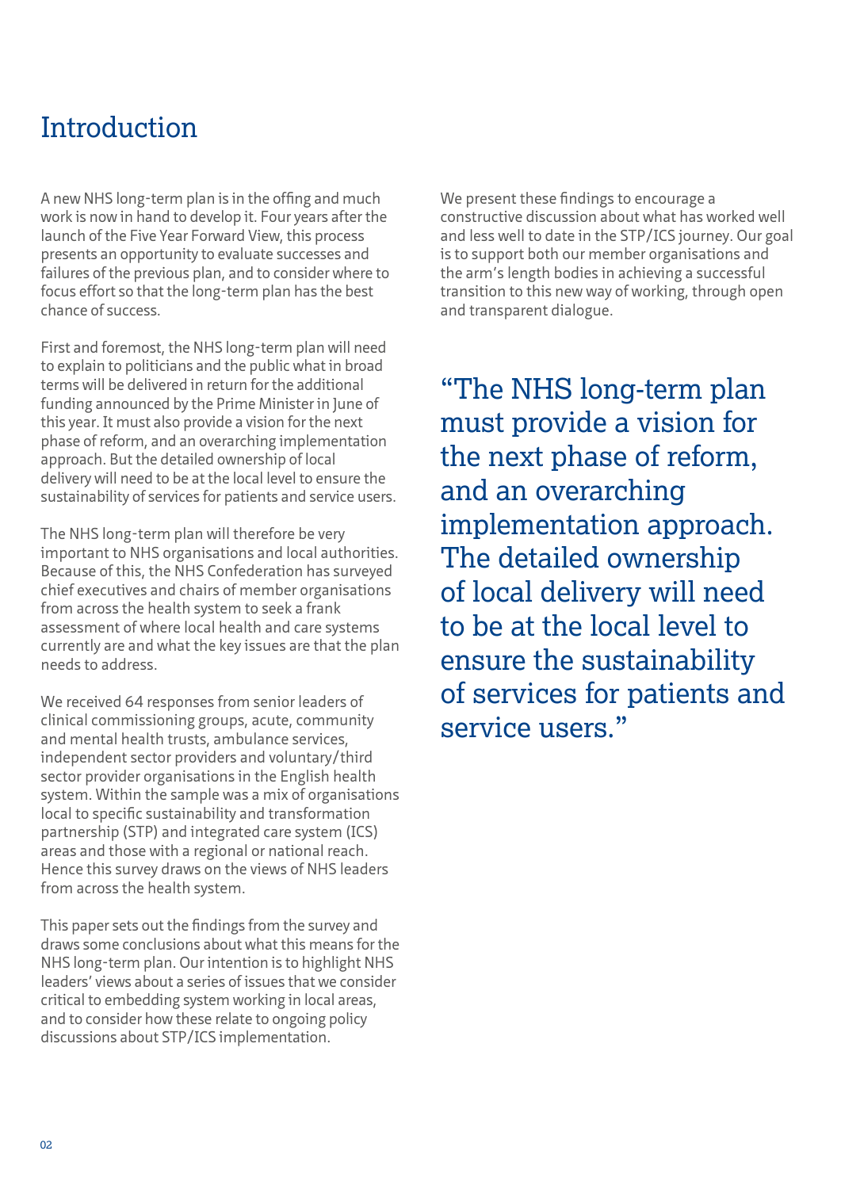# Introduction

A new NHS long-term plan is in the offing and much work is now in hand to develop it. Four years after the launch of the Five Year Forward View, this process presents an opportunity to evaluate successes and failures of the previous plan, and to consider where to focus effort so that the long-term plan has the best chance of success.

First and foremost, the NHS long-term plan will need to explain to politicians and the public what in broad terms will be delivered in return for the additional funding announced by the Prime Minister in June of this year. It must also provide a vision for the next phase of reform, and an overarching implementation approach. But the detailed ownership of local delivery will need to be at the local level to ensure the sustainability of services for patients and service users.

The NHS long-term plan will therefore be very important to NHS organisations and local authorities. Because of this, the NHS Confederation has surveyed chief executives and chairs of member organisations from across the health system to seek a frank assessment of where local health and care systems currently are and what the key issues are that the plan needs to address.

We received 64 responses from senior leaders of clinical commissioning groups, acute, community and mental health trusts, ambulance services, independent sector providers and voluntary/third sector provider organisations in the English health system. Within the sample was a mix of organisations local to specific sustainability and transformation partnership (STP) and integrated care system (ICS) areas and those with a regional or national reach. Hence this survey draws on the views of NHS leaders from across the health system.

This paper sets out the findings from the survey and draws some conclusions about what this means for the NHS long-term plan. Our intention is to highlight NHS leaders' views about a series of issues that we consider critical to embedding system working in local areas, and to consider how these relate to ongoing policy discussions about STP/ICS implementation.

We present these findings to encourage a constructive discussion about what has worked well and less well to date in the STP/ICS journey. Our goal is to support both our member organisations and the arm's length bodies in achieving a successful transition to this new way of working, through open and transparent dialogue.

> "The NHS long-term plan must provide a vision for the next phase of reform, and an overarching implementation approach. The detailed ownership of local delivery will need to be at the local level to ensure the sustainability of services for patients and service users."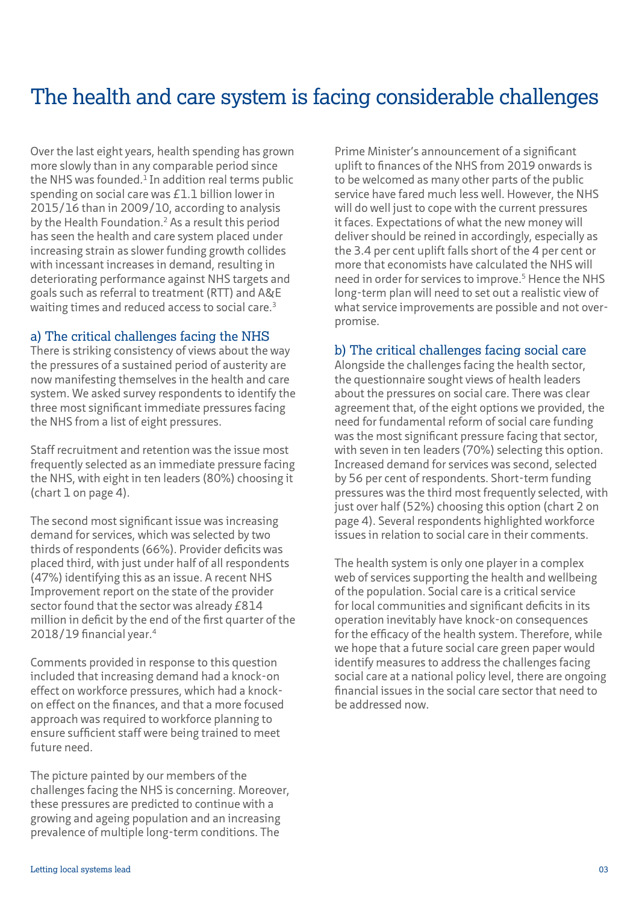# The health and care system is facing considerable challenges

Over the last eight years, health spending has grown more slowly than in any comparable period since the NHS was founded.[1] In addition real terms public spending on social care was £1.1 billion lower in 2015/16 than in 2009/10, according to analysis by the Health Foundation.[2] As a result this period has seen the health and care system placed under increasing strain as slower funding growth collides with incessant increases in demand, resulting in deteriorating performance against NHS targets and goals such as referral to treatment (RTT) and A&E waiting times and reduced access to social care.[3]

## a) The critical challenges facing the NHS

There is striking consistency of views about the way the pressures of a sustained period of austerity are now manifesting themselves in the health and care system. We asked survey respondents to identify the three most significant immediate pressures facing the NHS from a list of eight pressures.

Staff recruitment and retention was the issue most frequently selected as an immediate pressure facing the NHS, with eight in ten leaders (80%) choosing it (chart 1 on page 4).

The second most significant issue was increasing demand for services, which was selected by two thirds of respondents (66%). Provider deficits was placed third, with just under half of all respondents (47%) identifying this as an issue. A recent NHS Improvement report on the state of the provider sector found that the sector was already £814 million in deficit by the end of the first quarter of the 2018/19 financial year.[4]

Comments provided in response to this question included that increasing demand had a knock-on effect on workforce pressures, which had a knock-on effect on the finances, and that a more focused approach was required to workforce planning to ensure sufficient staff were being trained to meet future need.

The picture painted by our members of the challenges facing the NHS is concerning. Moreover, these pressures are predicted to continue with a growing and ageing population and an increasing prevalence of multiple long-term conditions. The Prime Minister's announcement of a significant uplift to finances of the NHS from 2019 onwards is to be welcomed as many other parts of the public service have fared much less well. However, the NHS will do well just to cope with the current pressures it faces. Expectations of what the new money will deliver should be reined in accordingly, especially as the 3.4 per cent uplift falls short of the 4 per cent or more that economists have calculated the NHS will need in order for services to improve.[5] Hence the NHS long-term plan will need to set out a realistic view of what service improvements are possible and not over-promise.

## b) The critical challenges facing social care

Alongside the challenges facing the health sector, the questionnaire sought views of health leaders about the pressures on social care. There was clear agreement that, of the eight options we provided, the need for fundamental reform of social care funding was the most significant pressure facing that sector, with seven in ten leaders (70%) selecting this option. Increased demand for services was second, selected by 56 per cent of respondents. Short-term funding pressures was the third most frequently selected, with just over half (52%) choosing this option (chart 2 on page 4). Several respondents highlighted workforce issues in relation to social care in their comments.

The health system is only one player in a complex web of services supporting the health and wellbeing of the population. Social care is a critical service for local communities and significant deficits in its operation inevitably have knock-on consequences for the efficacy of the health system. Therefore, while we hope that a future social care green paper would identify measures to address the challenges facing social care at a national policy level, there are ongoing financial issues in the social care sector that need to be addressed now.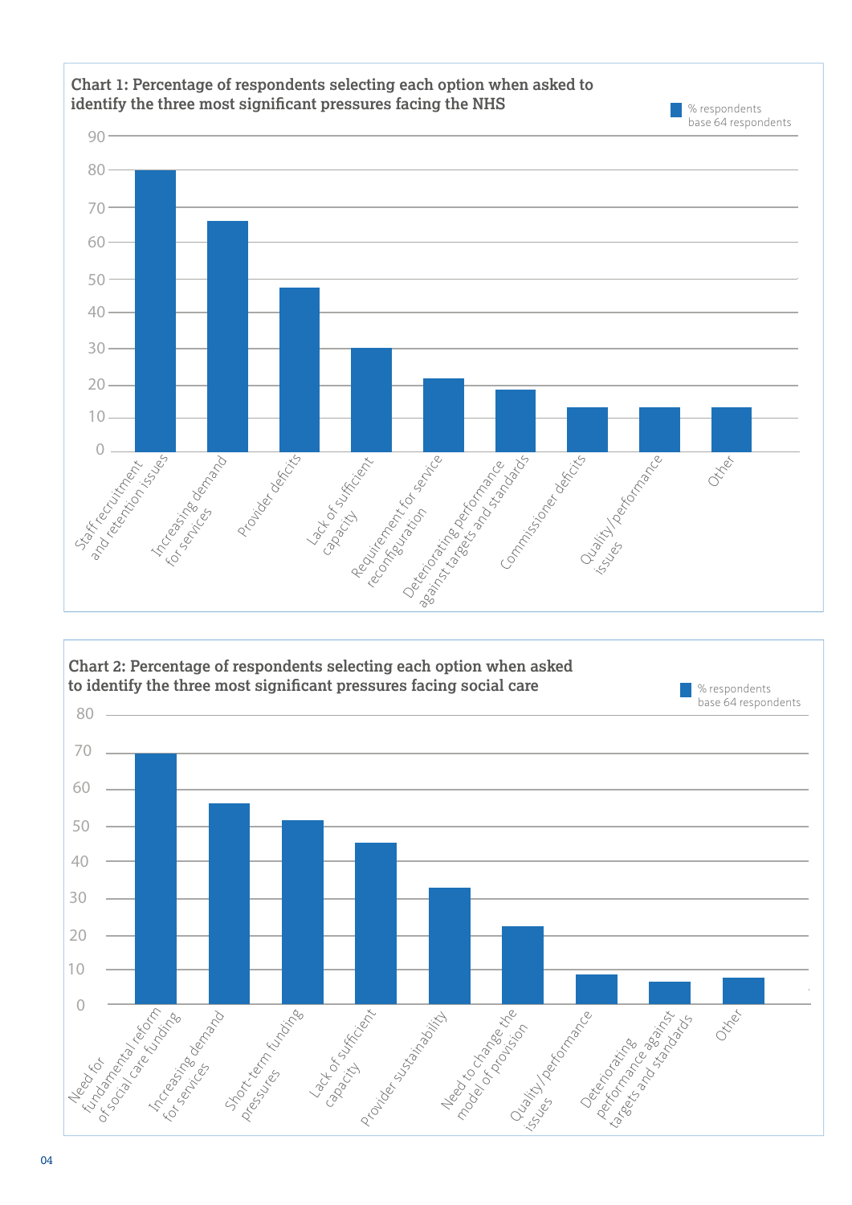**Chart 1: Percentage of respondents selecting each option when asked to identify the three most significant pressures facing the NHS**

% respondents base 64 respondents

| Option | % respondents |
|---|---|
| Staff recruitment and retention issues | 80 |
| Increasing demand for services | 66 |
| Provider deficits | 47 |
| Lack of sufficient capacity | 30 |
| Requirement for service reconfiguration | 22 |
| Deteriorating performance against targets and standards | 18 |
| Commissioner deficits | 13 |
| Quality/performance issues | 13 |
| Other | 13 |

**Chart 2: Percentage of respondents selecting each option when asked to identify the three most significant pressures facing social care**

% respondents base 64 respondents

| Option | % respondents |
|---|---|
| Need for fundamental reform of social care funding | 70 |
| Increasing demand for services | 56 |
| Short-term funding pressures | 52 |
| Lack of sufficient capacity | 45 |
| Provider sustainability | 33 |
| Need to change the model of provision | 22 |
| Quality/performance issues | 8 |
| Deteriorating performance against targets and standards | 6 |
| Other | 7 |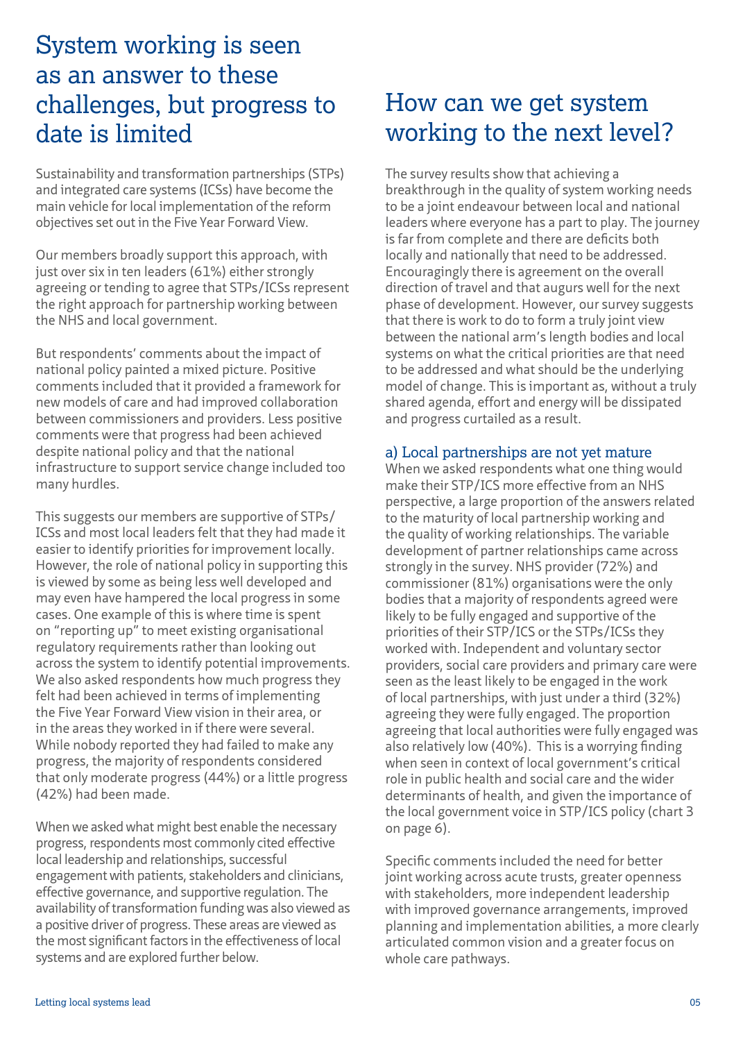## System working is seen as an answer to these challenges, but progress to date is limited

Sustainability and transformation partnerships (STPs) and integrated care systems (ICSs) have become the main vehicle for local implementation of the reform objectives set out in the Five Year Forward View.

Our members broadly support this approach, with just over six in ten leaders (61%) either strongly agreeing or tending to agree that STPs/ICSs represent the right approach for partnership working between the NHS and local government.

But respondents' comments about the impact of national policy painted a mixed picture. Positive comments included that it provided a framework for new models of care and had improved collaboration between commissioners and providers. Less positive comments were that progress had been achieved despite national policy and that the national infrastructure to support service change included too many hurdles.

This suggests our members are supportive of STPs/ICSs and most local leaders felt that they had made it easier to identify priorities for improvement locally. However, the role of national policy in supporting this is viewed by some as being less well developed and may even have hampered the local progress in some cases. One example of this is where time is spent on "reporting up" to meet existing organisational regulatory requirements rather than looking out across the system to identify potential improvements. We also asked respondents how much progress they felt had been achieved in terms of implementing the Five Year Forward View vision in their area, or in the areas they worked in if there were several. While nobody reported they had failed to make any progress, the majority of respondents considered that only moderate progress (44%) or a little progress (42%) had been made.

When we asked what might best enable the necessary progress, respondents most commonly cited effective local leadership and relationships, successful engagement with patients, stakeholders and clinicians, effective governance, and supportive regulation. The availability of transformation funding was also viewed as a positive driver of progress. These areas are viewed as the most significant factors in the effectiveness of local systems and are explored further below.

## How can we get system working to the next level?

The survey results show that achieving a breakthrough in the quality of system working needs to be a joint endeavour between local and national leaders where everyone has a part to play. The journey is far from complete and there are deficits both locally and nationally that need to be addressed. Encouragingly there is agreement on the overall direction of travel and that augurs well for the next phase of development. However, our survey suggests that there is work to do to form a truly joint view between the national arm's length bodies and local systems on what the critical priorities are that need to be addressed and what should be the underlying model of change. This is important as, without a truly shared agenda, effort and energy will be dissipated and progress curtailed as a result.

### a) Local partnerships are not yet mature

When we asked respondents what one thing would make their STP/ICS more effective from an NHS perspective, a large proportion of the answers related to the maturity of local partnership working and the quality of working relationships. The variable development of partner relationships came across strongly in the survey. NHS provider (72%) and commissioner (81%) organisations were the only bodies that a majority of respondents agreed were likely to be fully engaged and supportive of the priorities of their STP/ICS or the STPs/ICSs they worked with. Independent and voluntary sector providers, social care providers and primary care were seen as the least likely to be engaged in the work of local partnerships, with just under a third (32%) agreeing they were fully engaged. The proportion agreeing that local authorities were fully engaged was also relatively low (40%). This is a worrying finding when seen in context of local government's critical role in public health and social care and the wider determinants of health, and given the importance of the local government voice in STP/ICS policy (chart 3 on page 6).

Specific comments included the need for better joint working across acute trusts, greater openness with stakeholders, more independent leadership with improved governance arrangements, improved planning and implementation abilities, a more clearly articulated common vision and a greater focus on whole care pathways.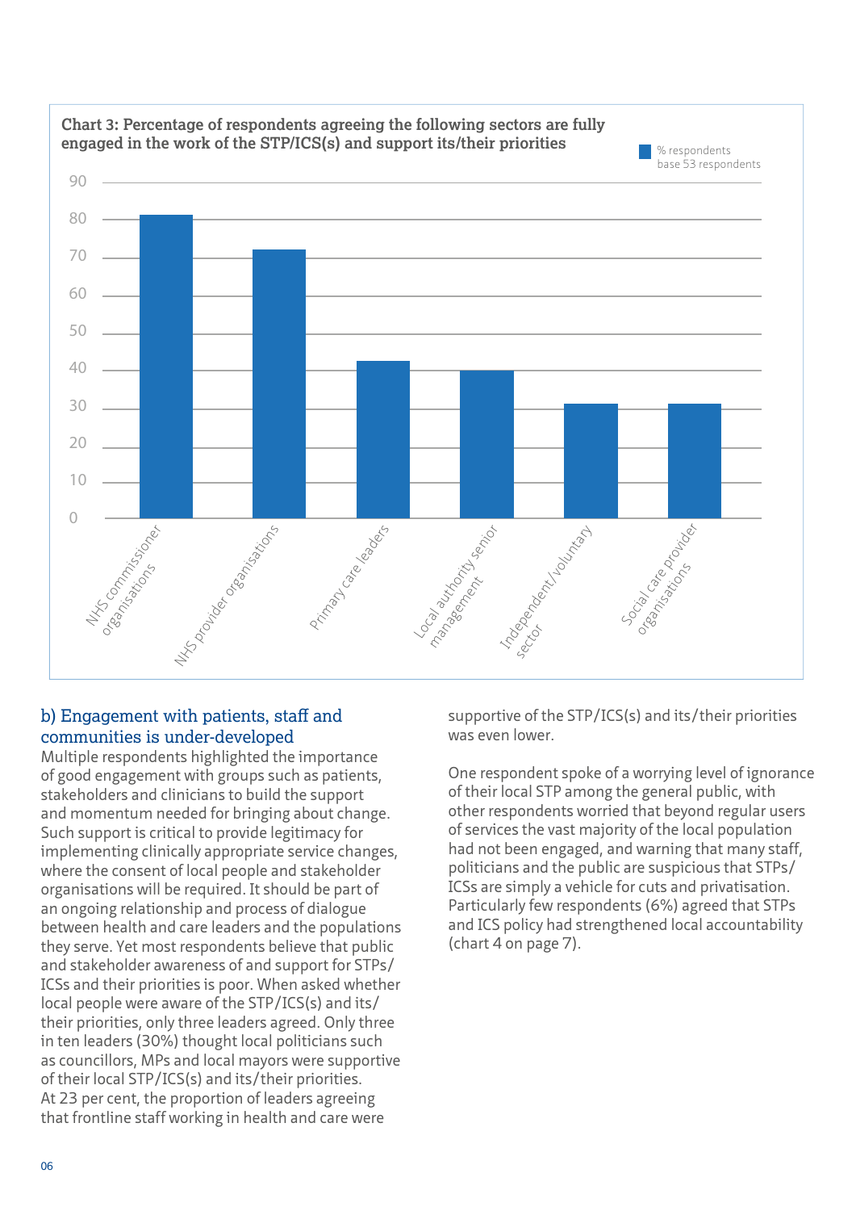**Chart 3: Percentage of respondents agreeing the following sectors are fully engaged in the work of the STP/ICS(s) and support its/their priorities**

% respondents base 53 respondents

| Sector | % respondents |
|---|---|
| NHS commissioner organisations | 81 |
| NHS provider organisations | 72 |
| Primary care leaders | 42 |
| Local authority senior management | 40 |
| Independent/voluntary sector | 31 |
| Social care provider organisations | 31 |

## b) Engagement with patients, staff and communities is under-developed

Multiple respondents highlighted the importance of good engagement with groups such as patients, stakeholders and clinicians to build the support and momentum needed for bringing about change. Such support is critical to provide legitimacy for implementing clinically appropriate service changes, where the consent of local people and stakeholder organisations will be required. It should be part of an ongoing relationship and process of dialogue between health and care leaders and the populations they serve. Yet most respondents believe that public and stakeholder awareness of and support for STPs/ICSs and their priorities is poor. When asked whether local people were aware of the STP/ICS(s) and its/their priorities, only three leaders agreed. Only three in ten leaders (30%) thought local politicians such as councillors, MPs and local mayors were supportive of their local STP/ICS(s) and its/their priorities. At 23 per cent, the proportion of leaders agreeing that frontline staff working in health and care were supportive of the STP/ICS(s) and its/their priorities was even lower.

One respondent spoke of a worrying level of ignorance of their local STP among the general public, with other respondents worried that beyond regular users of services the vast majority of the local population had not been engaged, and warning that many staff, politicians and the public are suspicious that STPs/ICSs are simply a vehicle for cuts and privatisation. Particularly few respondents (6%) agreed that STPs and ICS policy had strengthened local accountability (chart 4 on page 7).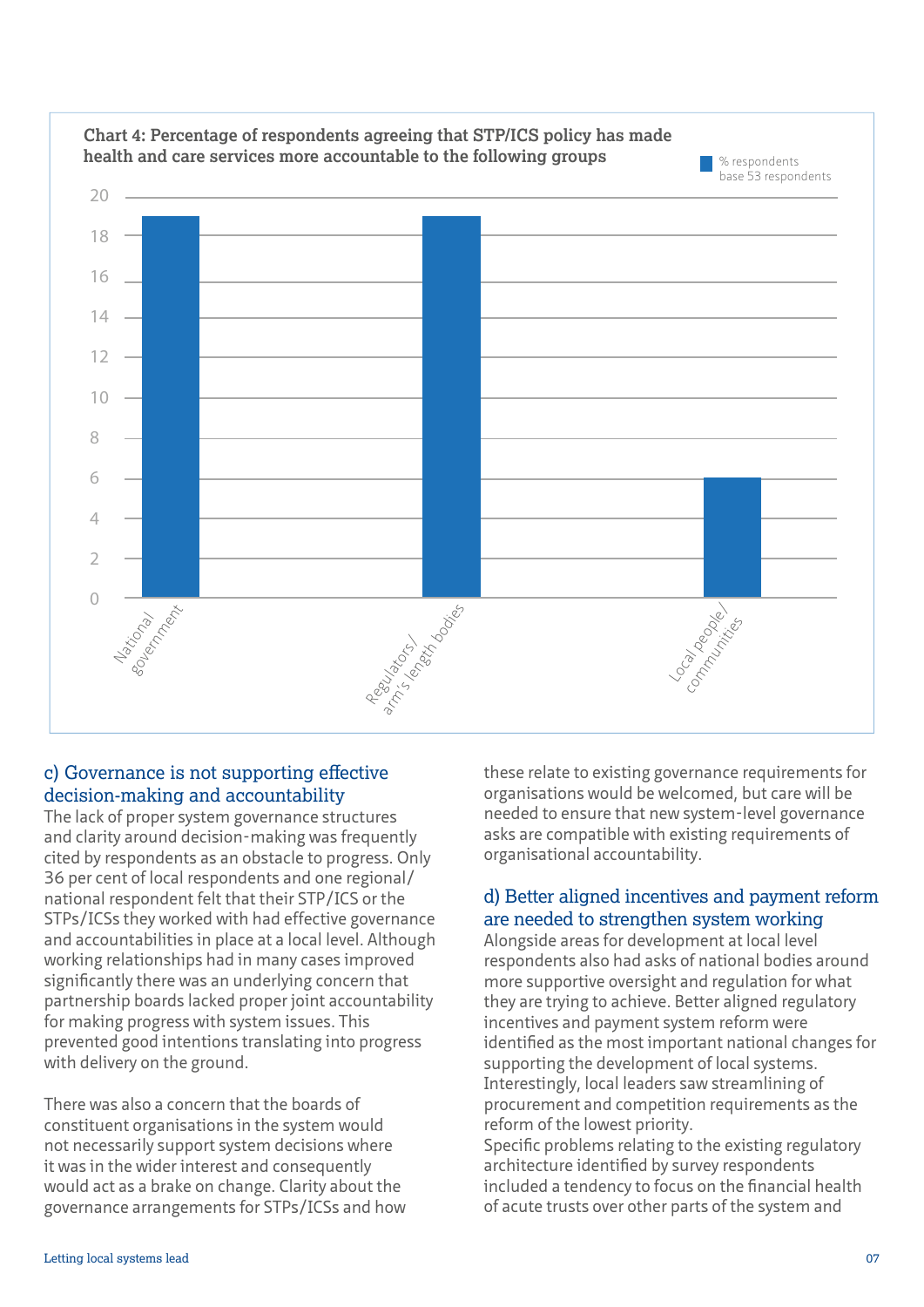**Chart 4: Percentage of respondents agreeing that STP/ICS policy has made health and care services more accountable to the following groups**

| Group | % respondents (base 53 respondents) |
| --- | --- |
| National government | 19 |
| Regulators/arm's length bodies | 19 |
| Local people/communities | 6 |

### c) Governance is not supporting effective decision-making and accountability

The lack of proper system governance structures and clarity around decision-making was frequently cited by respondents as an obstacle to progress. Only 36 per cent of local respondents and one regional/national respondent felt that their STP/ICS or the STPs/ICSs they worked with had effective governance and accountabilities in place at a local level. Although working relationships had in many cases improved significantly there was an underlying concern that partnership boards lacked proper joint accountability for making progress with system issues. This prevented good intentions translating into progress with delivery on the ground.

There was also a concern that the boards of constituent organisations in the system would not necessarily support system decisions where it was in the wider interest and consequently would act as a brake on change. Clarity about the governance arrangements for STPs/ICSs and how these relate to existing governance requirements for organisations would be welcomed, but care will be needed to ensure that new system-level governance asks are compatible with existing requirements of organisational accountability.

### d) Better aligned incentives and payment reform are needed to strengthen system working

Alongside areas for development at local level respondents also had asks of national bodies around more supportive oversight and regulation for what they are trying to achieve. Better aligned regulatory incentives and payment system reform were identified as the most important national changes for supporting the development of local systems. Interestingly, local leaders saw streamlining of procurement and competition requirements as the reform of the lowest priority.

Specific problems relating to the existing regulatory architecture identified by survey respondents included a tendency to focus on the financial health of acute trusts over other parts of the system and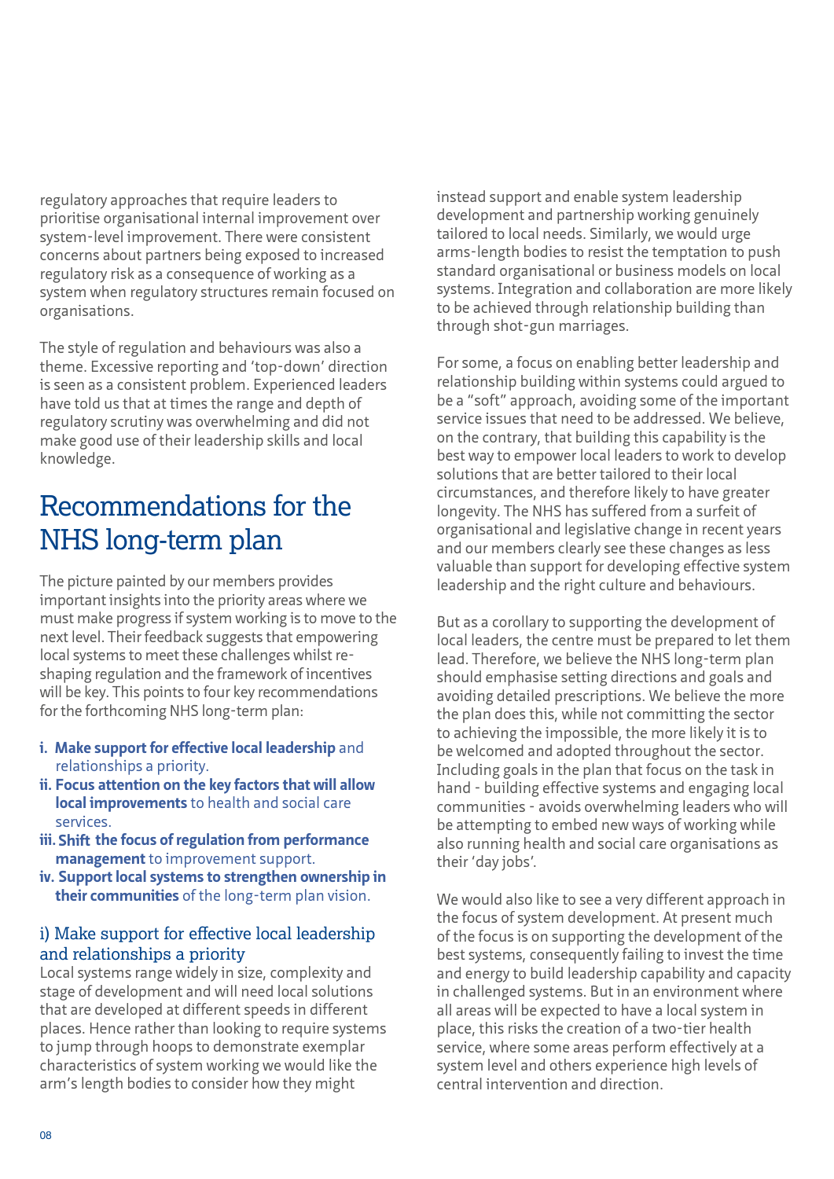regulatory approaches that require leaders to prioritise organisational internal improvement over system-level improvement. There were consistent concerns about partners being exposed to increased regulatory risk as a consequence of working as a system when regulatory structures remain focused on organisations.

The style of regulation and behaviours was also a theme. Excessive reporting and 'top-down' direction is seen as a consistent problem. Experienced leaders have told us that at times the range and depth of regulatory scrutiny was overwhelming and did not make good use of their leadership skills and local knowledge.

## Recommendations for the NHS long-term plan

The picture painted by our members provides important insights into the priority areas where we must make progress if system working is to move to the next level. Their feedback suggests that empowering local systems to meet these challenges whilst re-shaping regulation and the framework of incentives will be key. This points to four key recommendations for the forthcoming NHS long-term plan:

i. **Make support for effective local leadership** and relationships a priority.
ii. **Focus attention on the key factors that will allow local improvements** to health and social care services.
iii. **Shift the focus of regulation from performance management** to improvement support.
iv. **Support local systems to strengthen ownership in their communities** of the long-term plan vision.

### i) Make support for effective local leadership and relationships a priority

Local systems range widely in size, complexity and stage of development and will need local solutions that are developed at different speeds in different places. Hence rather than looking to require systems to jump through hoops to demonstrate exemplar characteristics of system working we would like the arm's length bodies to consider how they might instead support and enable system leadership development and partnership working genuinely tailored to local needs. Similarly, we would urge arms-length bodies to resist the temptation to push standard organisational or business models on local systems. Integration and collaboration are more likely to be achieved through relationship building than through shot-gun marriages.

For some, a focus on enabling better leadership and relationship building within systems could argued to be a "soft" approach, avoiding some of the important service issues that need to be addressed. We believe, on the contrary, that building this capability is the best way to empower local leaders to work to develop solutions that are better tailored to their local circumstances, and therefore likely to have greater longevity. The NHS has suffered from a surfeit of organisational and legislative change in recent years and our members clearly see these changes as less valuable than support for developing effective system leadership and the right culture and behaviours.

But as a corollary to supporting the development of local leaders, the centre must be prepared to let them lead. Therefore, we believe the NHS long-term plan should emphasise setting directions and goals and avoiding detailed prescriptions. We believe the more the plan does this, while not committing the sector to achieving the impossible, the more likely it is to be welcomed and adopted throughout the sector. Including goals in the plan that focus on the task in hand - building effective systems and engaging local communities - avoids overwhelming leaders who will be attempting to embed new ways of working while also running health and social care organisations as their 'day jobs'.

We would also like to see a very different approach in the focus of system development. At present much of the focus is on supporting the development of the best systems, consequently failing to invest the time and energy to build leadership capability and capacity in challenged systems. But in an environment where all areas will be expected to have a local system in place, this risks the creation of a two-tier health service, where some areas perform effectively at a system level and others experience high levels of central intervention and direction.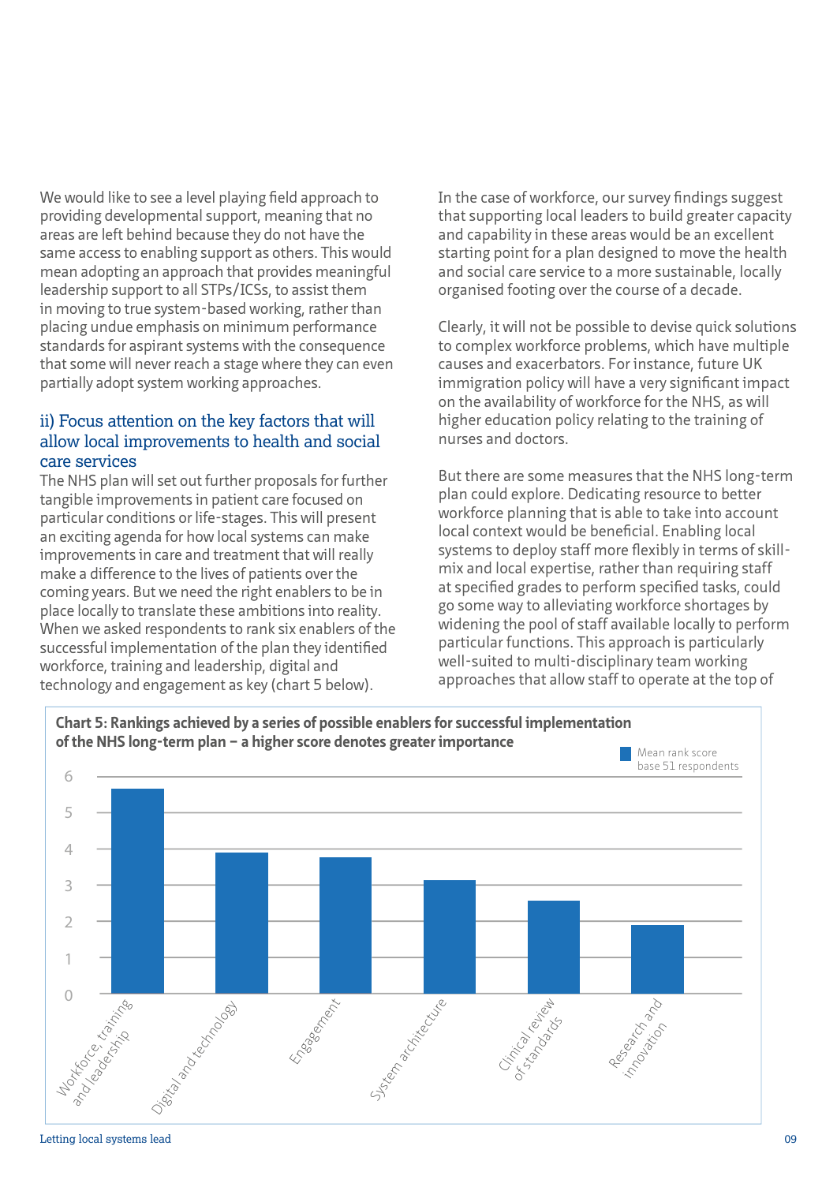We would like to see a level playing field approach to providing developmental support, meaning that no areas are left behind because they do not have the same access to enabling support as others. This would mean adopting an approach that provides meaningful leadership support to all STPs/ICSs, to assist them in moving to true system-based working, rather than placing undue emphasis on minimum performance standards for aspirant systems with the consequence that some will never reach a stage where they can even partially adopt system working approaches.

### ii) Focus attention on the key factors that will allow local improvements to health and social care services

The NHS plan will set out further proposals for further tangible improvements in patient care focused on particular conditions or life-stages. This will present an exciting agenda for how local systems can make improvements in care and treatment that will really make a difference to the lives of patients over the coming years. But we need the right enablers to be in place locally to translate these ambitions into reality. When we asked respondents to rank six enablers of the successful implementation of the plan they identified workforce, training and leadership, digital and technology and engagement as key (chart 5 below).

In the case of workforce, our survey findings suggest that supporting local leaders to build greater capacity and capability in these areas would be an excellent starting point for a plan designed to move the health and social care service to a more sustainable, locally organised footing over the course of a decade.

Clearly, it will not be possible to devise quick solutions to complex workforce problems, which have multiple causes and exacerbators. For instance, future UK immigration policy will have a very significant impact on the availability of workforce for the NHS, as will higher education policy relating to the training of nurses and doctors.

But there are some measures that the NHS long-term plan could explore. Dedicating resource to better workforce planning that is able to take into account local context would be beneficial. Enabling local systems to deploy staff more flexibly in terms of skill-mix and local expertise, rather than requiring staff at specified grades to perform specified tasks, could go some way to alleviating workforce shortages by widening the pool of staff available locally to perform particular functions. This approach is particularly well-suited to multi-disciplinary team working approaches that allow staff to operate at the top of

**Chart 5: Rankings achieved by a series of possible enablers for successful implementation of the NHS long-term plan – a higher score denotes greater importance**

Mean rank score, base 51 respondents

| Enabler | Mean rank score (approx.) |
|---|---|
| Workforce, training and leadership | 5.6 |
| Digital and technology | 3.9 |
| Engagement | 3.8 |
| System architecture | 3.1 |
| Clinical review of standards | 2.6 |
| Research and innovation | 1.9 |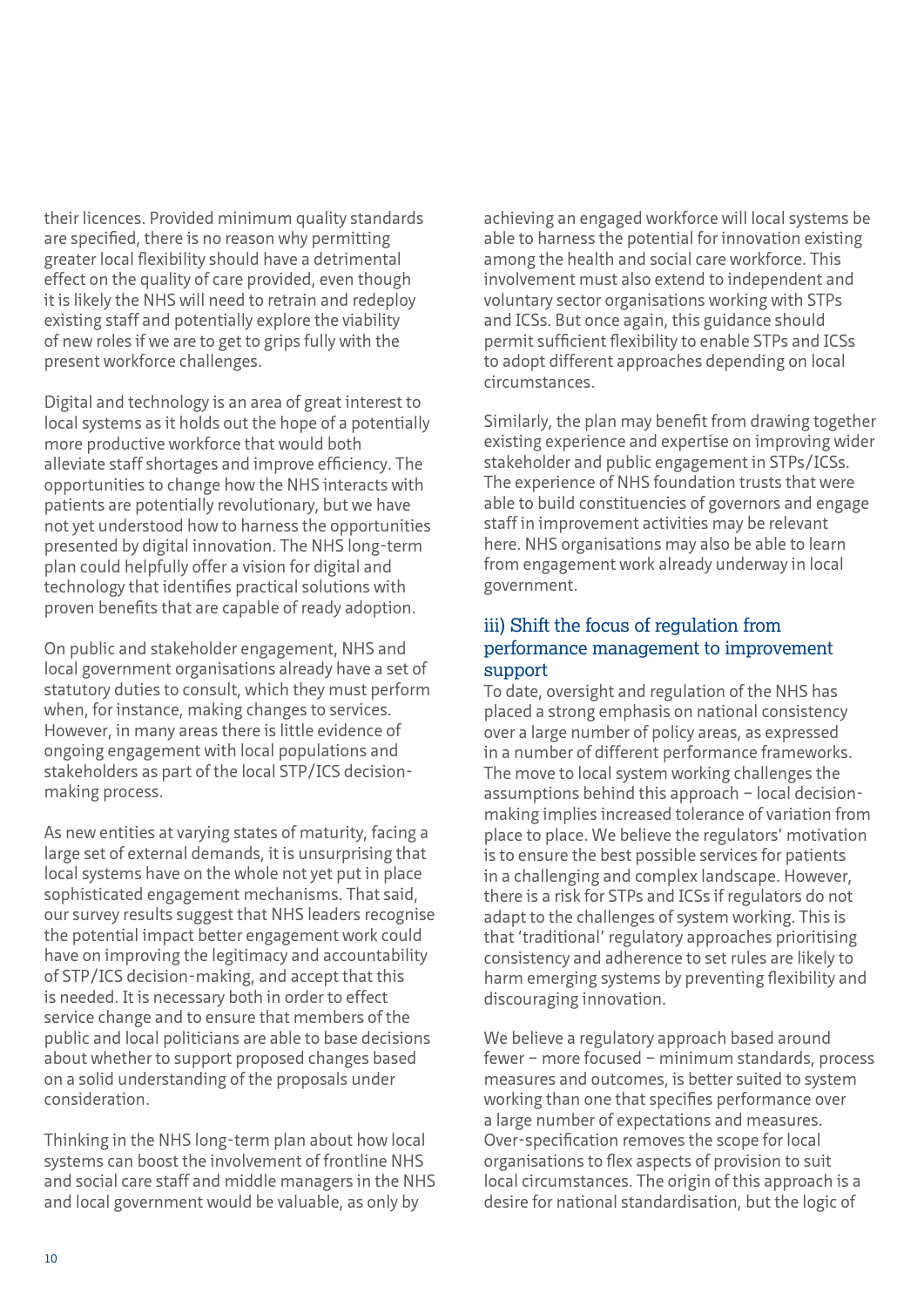their licences. Provided minimum quality standards are specified, there is no reason why permitting greater local flexibility should have a detrimental effect on the quality of care provided, even though it is likely the NHS will need to retrain and redeploy existing staff and potentially explore the viability of new roles if we are to get to grips fully with the present workforce challenges.

Digital and technology is an area of great interest to local systems as it holds out the hope of a potentially more productive workforce that would both alleviate staff shortages and improve efficiency. The opportunities to change how the NHS interacts with patients are potentially revolutionary, but we have not yet understood how to harness the opportunities presented by digital innovation. The NHS long-term plan could helpfully offer a vision for digital and technology that identifies practical solutions with proven benefits that are capable of ready adoption.

On public and stakeholder engagement, NHS and local government organisations already have a set of statutory duties to consult, which they must perform when, for instance, making changes to services. However, in many areas there is little evidence of ongoing engagement with local populations and stakeholders as part of the local STP/ICS decision-making process.

As new entities at varying states of maturity, facing a large set of external demands, it is unsurprising that local systems have on the whole not yet put in place sophisticated engagement mechanisms. That said, our survey results suggest that NHS leaders recognise the potential impact better engagement work could have on improving the legitimacy and accountability of STP/ICS decision-making, and accept that this is needed. It is necessary both in order to effect service change and to ensure that members of the public and local politicians are able to base decisions about whether to support proposed changes based on a solid understanding of the proposals under consideration.

Thinking in the NHS long-term plan about how local systems can boost the involvement of frontline NHS and social care staff and middle managers in the NHS and local government would be valuable, as only by achieving an engaged workforce will local systems be able to harness the potential for innovation existing among the health and social care workforce. This involvement must also extend to independent and voluntary sector organisations working with STPs and ICSs. But once again, this guidance should permit sufficient flexibility to enable STPs and ICSs to adopt different approaches depending on local circumstances.

Similarly, the plan may benefit from drawing together existing experience and expertise on improving wider stakeholder and public engagement in STPs/ICSs. The experience of NHS foundation trusts that were able to build constituencies of governors and engage staff in improvement activities may be relevant here. NHS organisations may also be able to learn from engagement work already underway in local government.

### iii) Shift the focus of regulation from performance management to improvement support

To date, oversight and regulation of the NHS has placed a strong emphasis on national consistency over a large number of policy areas, as expressed in a number of different performance frameworks. The move to local system working challenges the assumptions behind this approach – local decision-making implies increased tolerance of variation from place to place. We believe the regulators' motivation is to ensure the best possible services for patients in a challenging and complex landscape. However, there is a risk for STPs and ICSs if regulators do not adapt to the challenges of system working. This is that 'traditional' regulatory approaches prioritising consistency and adherence to set rules are likely to harm emerging systems by preventing flexibility and discouraging innovation.

We believe a regulatory approach based around fewer – more focused – minimum standards, process measures and outcomes, is better suited to system working than one that specifies performance over a large number of expectations and measures. Over-specification removes the scope for local organisations to flex aspects of provision to suit local circumstances. The origin of this approach is a desire for national standardisation, but the logic of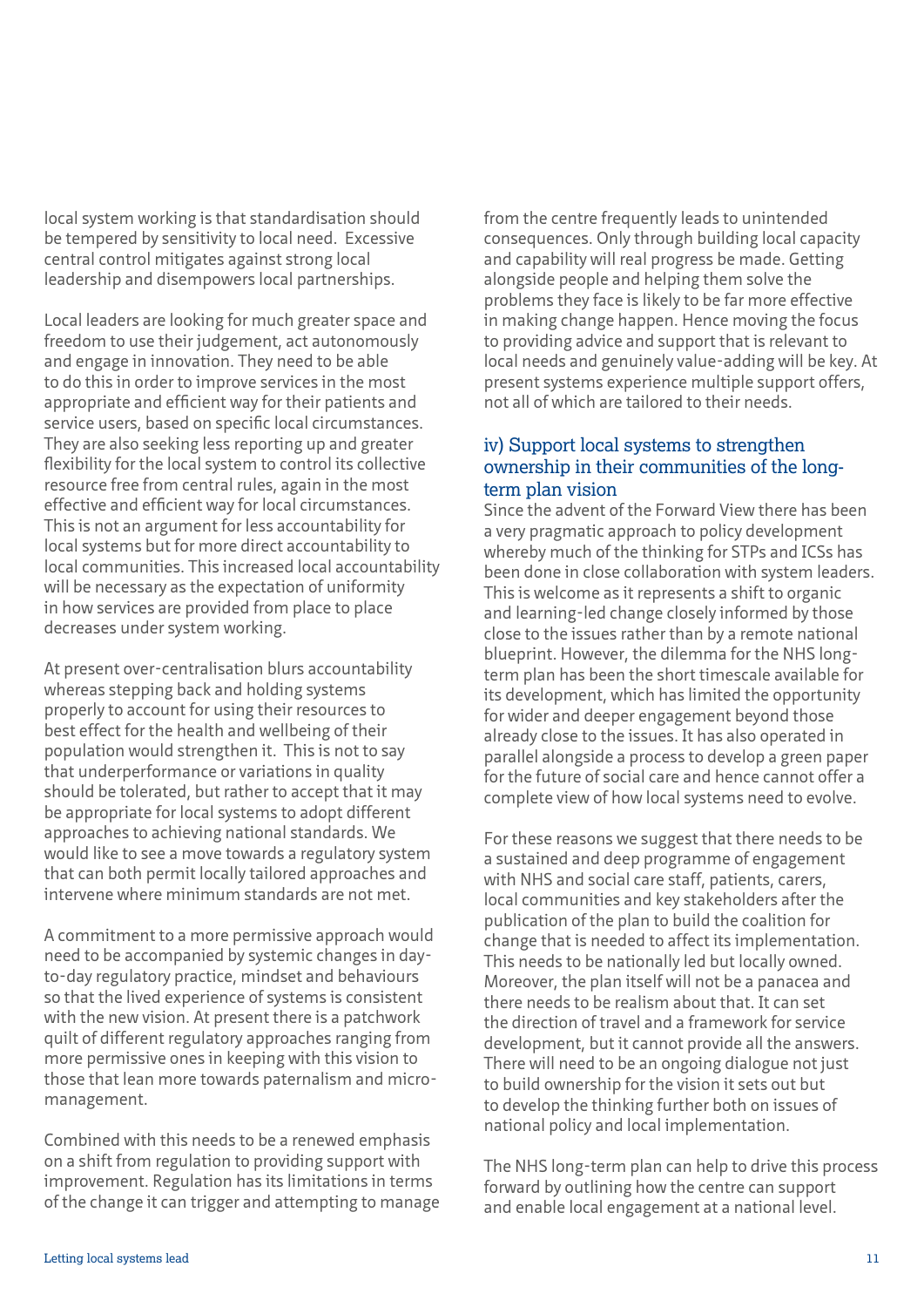local system working is that standardisation should be tempered by sensitivity to local need. Excessive central control mitigates against strong local leadership and disempowers local partnerships.

Local leaders are looking for much greater space and freedom to use their judgement, act autonomously and engage in innovation. They need to be able to do this in order to improve services in the most appropriate and efficient way for their patients and service users, based on specific local circumstances. They are also seeking less reporting up and greater flexibility for the local system to control its collective resource free from central rules, again in the most effective and efficient way for local circumstances. This is not an argument for less accountability for local systems but for more direct accountability to local communities. This increased local accountability will be necessary as the expectation of uniformity in how services are provided from place to place decreases under system working.

At present over-centralisation blurs accountability whereas stepping back and holding systems properly to account for using their resources to best effect for the health and wellbeing of their population would strengthen it. This is not to say that underperformance or variations in quality should be tolerated, but rather to accept that it may be appropriate for local systems to adopt different approaches to achieving national standards. We would like to see a move towards a regulatory system that can both permit locally tailored approaches and intervene where minimum standards are not met.

A commitment to a more permissive approach would need to be accompanied by systemic changes in day-to-day regulatory practice, mindset and behaviours so that the lived experience of systems is consistent with the new vision. At present there is a patchwork quilt of different regulatory approaches ranging from more permissive ones in keeping with this vision to those that lean more towards paternalism and micro-management.

Combined with this needs to be a renewed emphasis on a shift from regulation to providing support with improvement. Regulation has its limitations in terms of the change it can trigger and attempting to manage from the centre frequently leads to unintended consequences. Only through building local capacity and capability will real progress be made. Getting alongside people and helping them solve the problems they face is likely to be far more effective in making change happen. Hence moving the focus to providing advice and support that is relevant to local needs and genuinely value-adding will be key. At present systems experience multiple support offers, not all of which are tailored to their needs.

### iv) Support local systems to strengthen ownership in their communities of the long-term plan vision

Since the advent of the Forward View there has been a very pragmatic approach to policy development whereby much of the thinking for STPs and ICSs has been done in close collaboration with system leaders. This is welcome as it represents a shift to organic and learning-led change closely informed by those close to the issues rather than by a remote national blueprint. However, the dilemma for the NHS long-term plan has been the short timescale available for its development, which has limited the opportunity for wider and deeper engagement beyond those already close to the issues. It has also operated in parallel alongside a process to develop a green paper for the future of social care and hence cannot offer a complete view of how local systems need to evolve.

For these reasons we suggest that there needs to be a sustained and deep programme of engagement with NHS and social care staff, patients, carers, local communities and key stakeholders after the publication of the plan to build the coalition for change that is needed to affect its implementation. This needs to be nationally led but locally owned. Moreover, the plan itself will not be a panacea and there needs to be realism about that. It can set the direction of travel and a framework for service development, but it cannot provide all the answers. There will need to be an ongoing dialogue not just to build ownership for the vision it sets out but to develop the thinking further both on issues of national policy and local implementation.

The NHS long-term plan can help to drive this process forward by outlining how the centre can support and enable local engagement at a national level.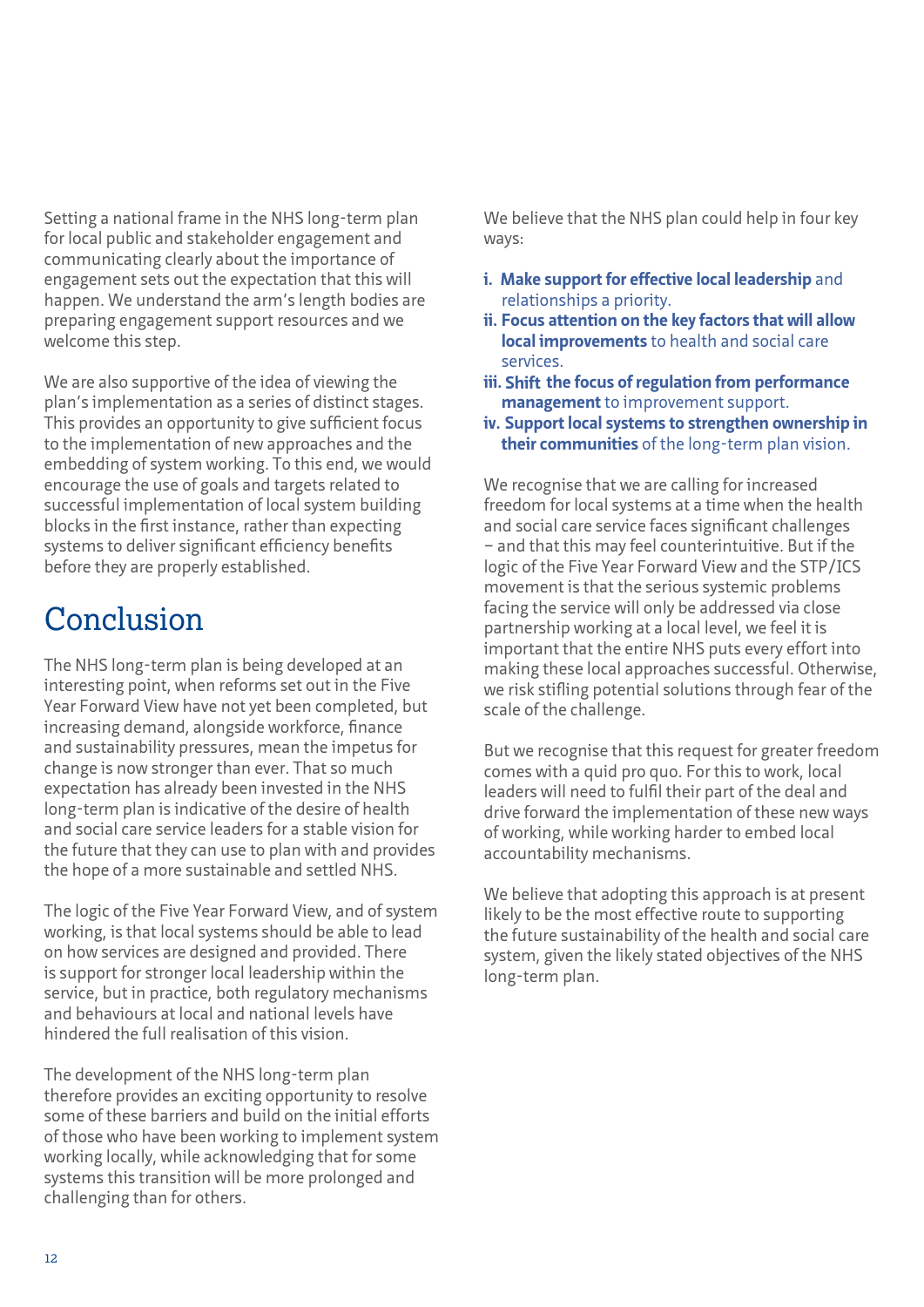Setting a national frame in the NHS long-term plan for local public and stakeholder engagement and communicating clearly about the importance of engagement sets out the expectation that this will happen. We understand the arm's length bodies are preparing engagement support resources and we welcome this step.

We are also supportive of the idea of viewing the plan's implementation as a series of distinct stages. This provides an opportunity to give sufficient focus to the implementation of new approaches and the embedding of system working. To this end, we would encourage the use of goals and targets related to successful implementation of local system building blocks in the first instance, rather than expecting systems to deliver significant efficiency benefits before they are properly established.

# Conclusion

The NHS long-term plan is being developed at an interesting point, when reforms set out in the Five Year Forward View have not yet been completed, but increasing demand, alongside workforce, finance and sustainability pressures, mean the impetus for change is now stronger than ever. That so much expectation has already been invested in the NHS long-term plan is indicative of the desire of health and social care service leaders for a stable vision for the future that they can use to plan with and provides the hope of a more sustainable and settled NHS.

The logic of the Five Year Forward View, and of system working, is that local systems should be able to lead on how services are designed and provided. There is support for stronger local leadership within the service, but in practice, both regulatory mechanisms and behaviours at local and national levels have hindered the full realisation of this vision.

The development of the NHS long-term plan therefore provides an exciting opportunity to resolve some of these barriers and build on the initial efforts of those who have been working to implement system working locally, while acknowledging that for some systems this transition will be more prolonged and challenging than for others.

We believe that the NHS plan could help in four key ways:

i. **Make support for effective local leadership** and relationships a priority.
ii. **Focus attention on the key factors that will allow local improvements** to health and social care services.
iii. **Shift the focus of regulation from performance management** to improvement support.
iv. **Support local systems to strengthen ownership in their communities** of the long-term plan vision.

We recognise that we are calling for increased freedom for local systems at a time when the health and social care service faces significant challenges – and that this may feel counterintuitive. But if the logic of the Five Year Forward View and the STP/ICS movement is that the serious systemic problems facing the service will only be addressed via close partnership working at a local level, we feel it is important that the entire NHS puts every effort into making these local approaches successful. Otherwise, we risk stifling potential solutions through fear of the scale of the challenge.

But we recognise that this request for greater freedom comes with a quid pro quo. For this to work, local leaders will need to fulfil their part of the deal and drive forward the implementation of these new ways of working, while working harder to embed local accountability mechanisms.

We believe that adopting this approach is at present likely to be the most effective route to supporting the future sustainability of the health and social care system, given the likely stated objectives of the NHS long-term plan.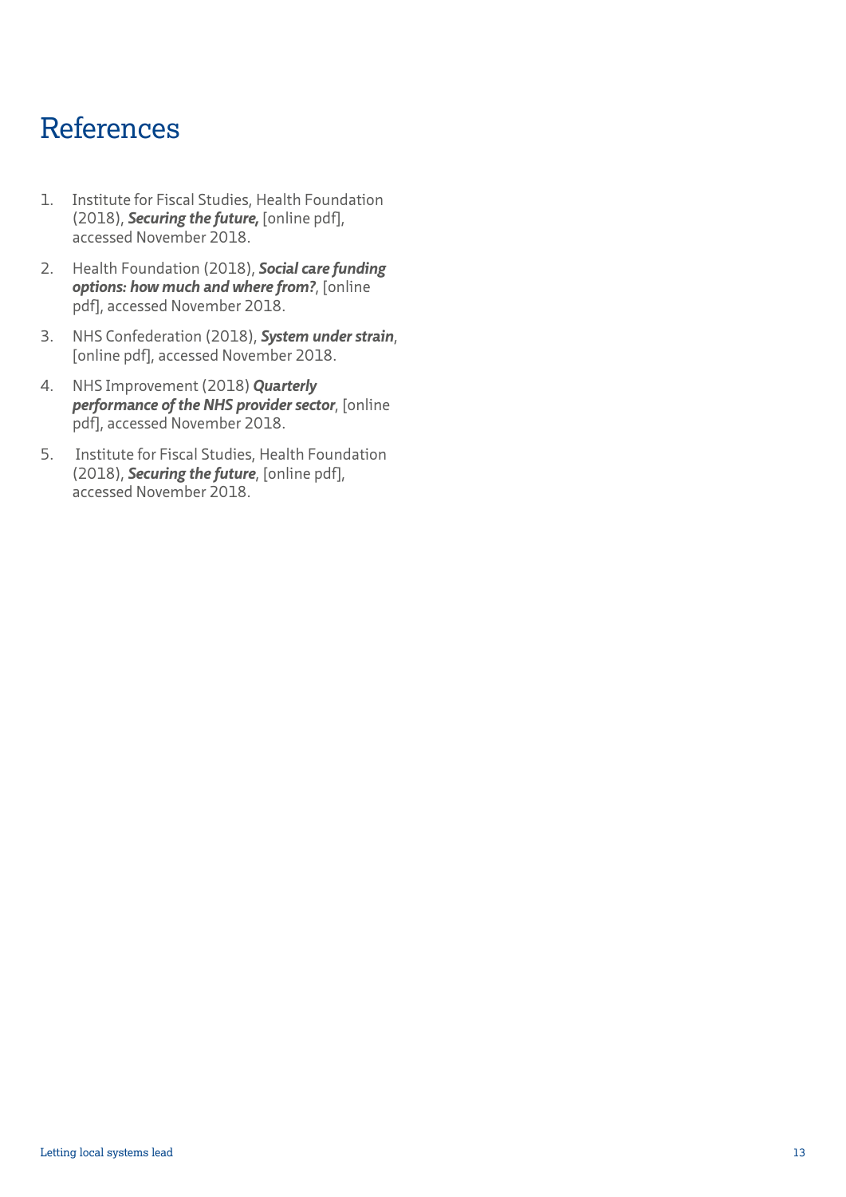# References

1. Institute for Fiscal Studies, Health Foundation (2018), ***Securing the future,*** [online pdf], accessed November 2018.

2. Health Foundation (2018), ***Social care funding options: how much and where from?***, [online pdf], accessed November 2018.

3. NHS Confederation (2018), ***System under strain***, [online pdf], accessed November 2018.

4. NHS Improvement (2018) ***Quarterly performance of the NHS provider sector***, [online pdf], accessed November 2018.

5. Institute for Fiscal Studies, Health Foundation (2018), ***Securing the future***, [online pdf], accessed November 2018.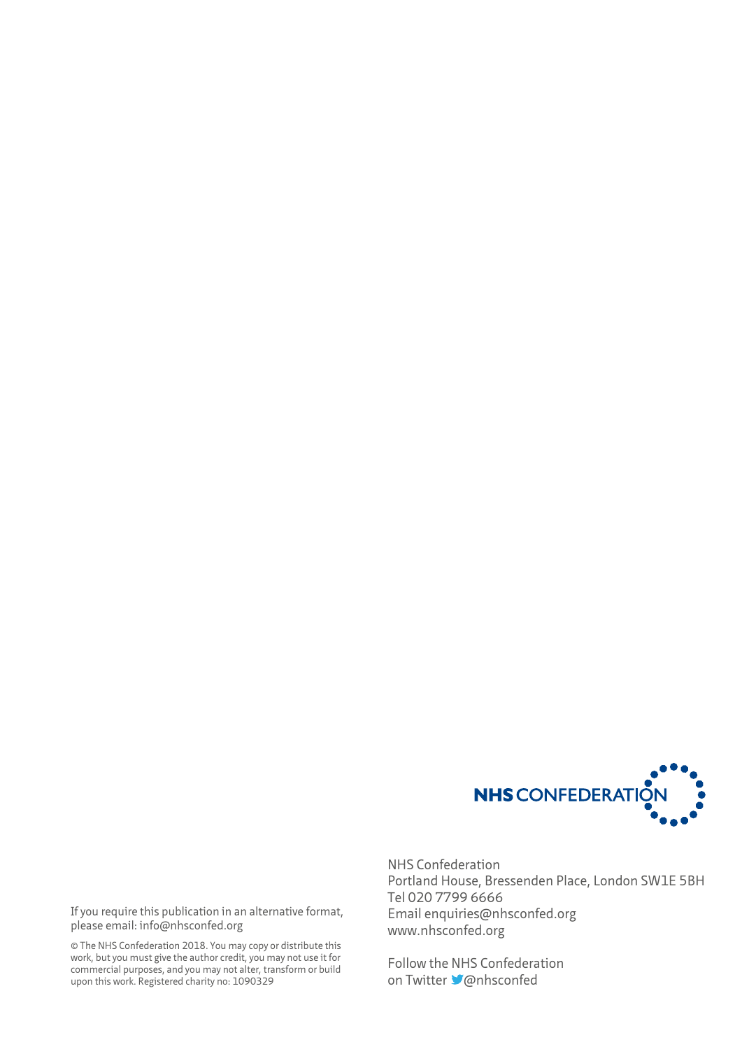NHS CONFEDERATION

If you require this publication in an alternative format, please email: info@nhsconfed.org

© The NHS Confederation 2018. You may copy or distribute this work, but you must give the author credit, you may not use it for commercial purposes, and you may not alter, transform or build upon this work. Registered charity no: 1090329

NHS Confederation
Portland House, Bressenden Place, London SW1E 5BH
Tel 020 7799 6666
Email enquiries@nhsconfed.org
www.nhsconfed.org

Follow the NHS Confederation on Twitter @nhsconfed